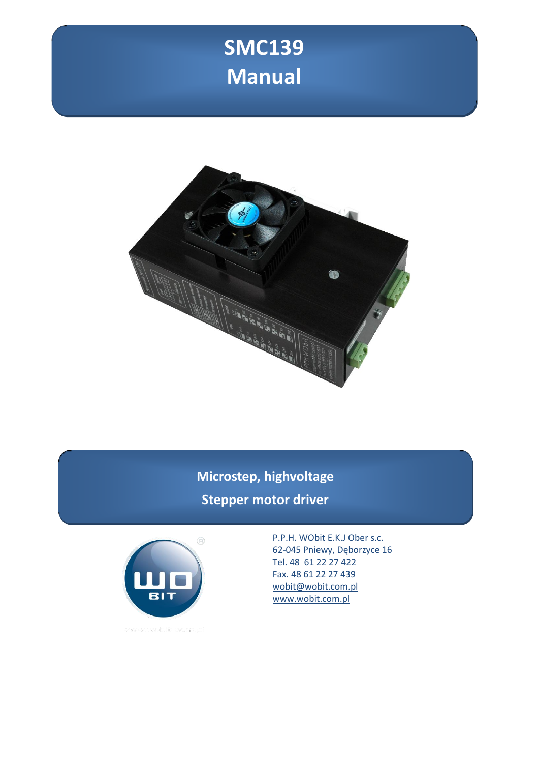# SMC139
# Manual

## Microstep, highvoltage
## Stepper motor driver

P.P.H. WObit E.K.J Ober s.c.
62-045 Pniewy, Dęborzyce 16
Tel. 48 61 22 27 422
Fax. 48 61 22 27 439
wobit@wobit.com.pl
www.wobit.com.pl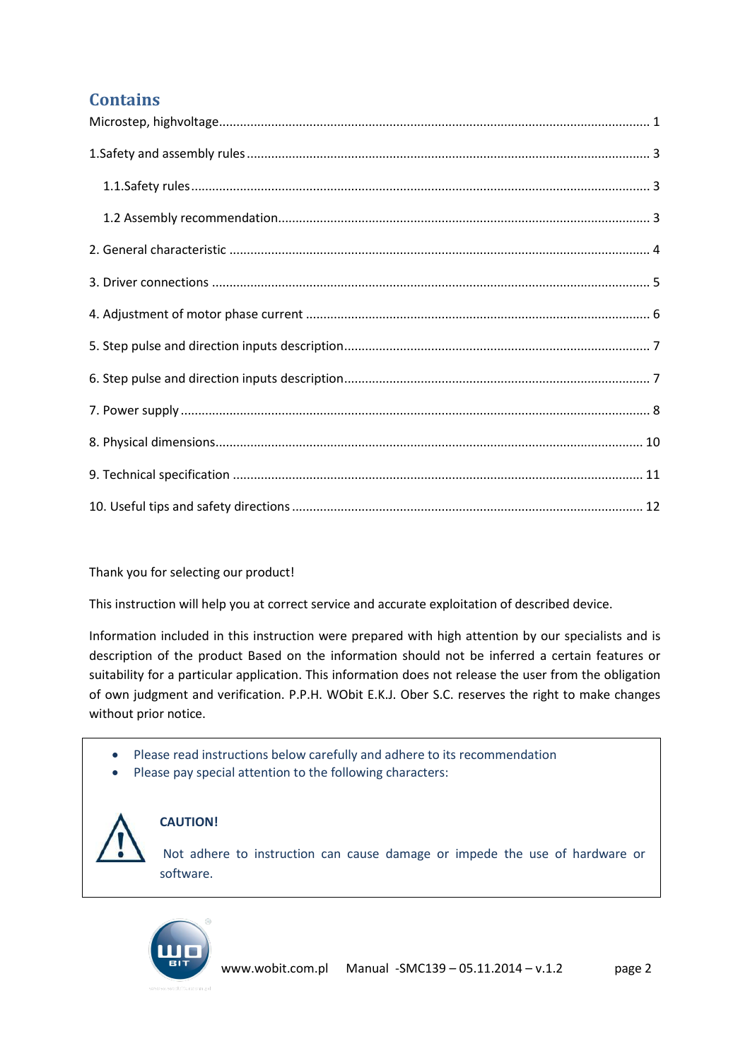## Contains

Microstep, highvoltage............................................................................................................................ 1

1.Safety and assembly rules ..................................................................................................................... 3

1.1.Safety rules ...................................................................................................................................... 3

1.2 Assembly recommendation............................................................................................................. 3

2. General characteristic ........................................................................................................................... 4

3. Driver connections ................................................................................................................................ 5

4. Adjustment of motor phase current ..................................................................................................... 6

5. Step pulse and direction inputs description.......................................................................................... 7

6. Step pulse and direction inputs description.......................................................................................... 7

7. Power supply ......................................................................................................................................... 8

8. Physical dimensions.............................................................................................................................. 10

9. Technical specification ......................................................................................................................... 11

10. Useful tips and safety directions ........................................................................................................ 12

Thank you for selecting our product!

This instruction will help you at correct service and accurate exploitation of described device.

Information included in this instruction were prepared with high attention by our specialists and is description of the product Based on the information should not be inferred a certain features or suitability for a particular application. This information does not release the user from the obligation of own judgment and verification. P.P.H. WObit E.K.J. Ober S.C. reserves the right to make changes without prior notice.

- Please read instructions below carefully and adhere to its recommendation
- Please pay special attention to the following characters:

**CAUTION!**

Not adhere to instruction can cause damage or impede the use of hardware or software.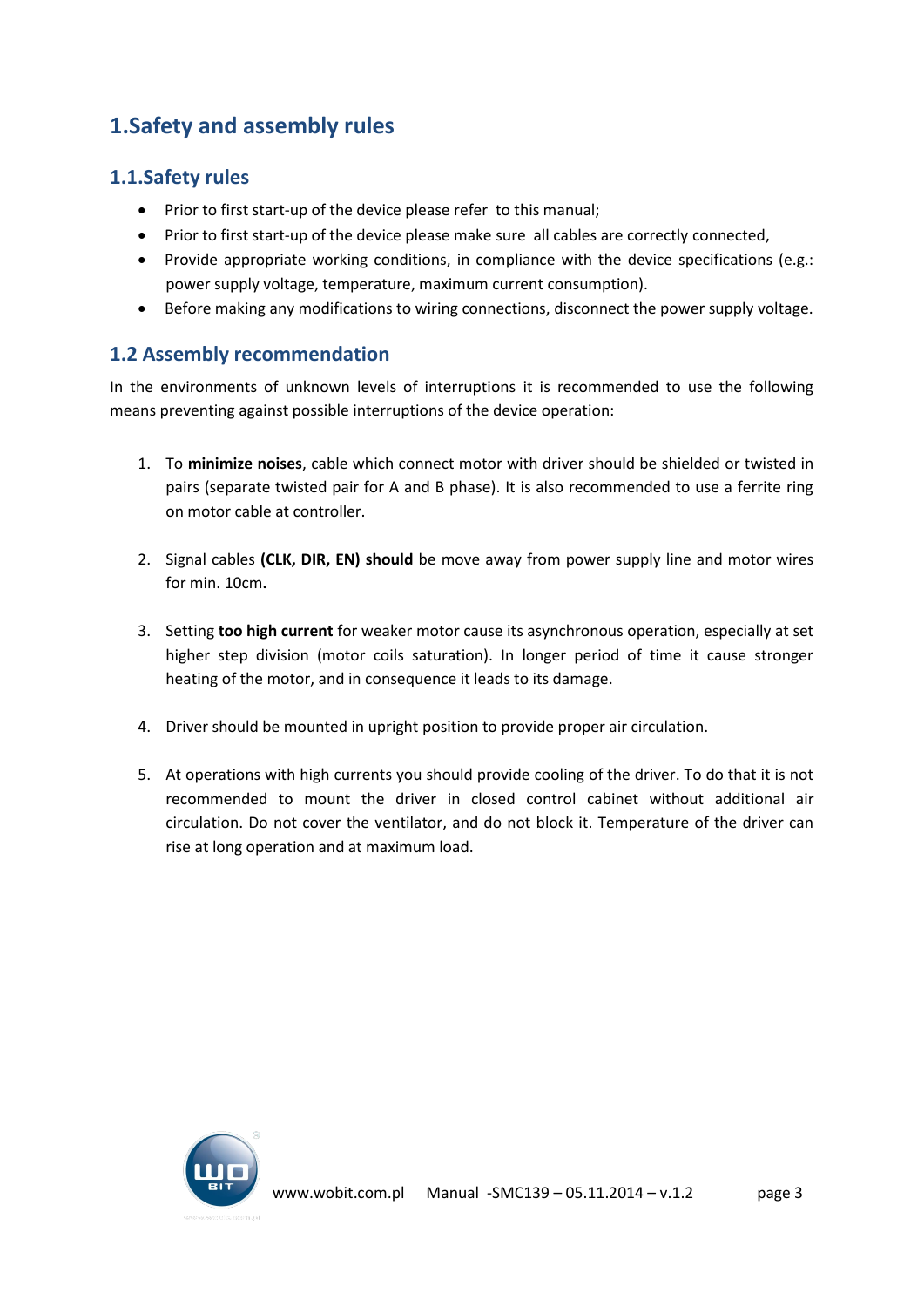# 1.Safety and assembly rules

## 1.1.Safety rules

- Prior to first start-up of the device please refer to this manual;
- Prior to first start-up of the device please make sure all cables are correctly connected,
- Provide appropriate working conditions, in compliance with the device specifications (e.g.: power supply voltage, temperature, maximum current consumption).
- Before making any modifications to wiring connections, disconnect the power supply voltage.

## 1.2 Assembly recommendation

In the environments of unknown levels of interruptions it is recommended to use the following means preventing against possible interruptions of the device operation:

1. To **minimize noises**, cable which connect motor with driver should be shielded or twisted in pairs (separate twisted pair for A and B phase). It is also recommended to use a ferrite ring on motor cable at controller.

2. Signal cables **(CLK, DIR, EN) should** be move away from power supply line and motor wires for min. 10cm**.**

3. Setting **too high current** for weaker motor cause its asynchronous operation, especially at set higher step division (motor coils saturation). In longer period of time it cause stronger heating of the motor, and in consequence it leads to its damage.

4. Driver should be mounted in upright position to provide proper air circulation.

5. At operations with high currents you should provide cooling of the driver. To do that it is not recommended to mount the driver in closed control cabinet without additional air circulation. Do not cover the ventilator, and do not block it. Temperature of the driver can rise at long operation and at maximum load.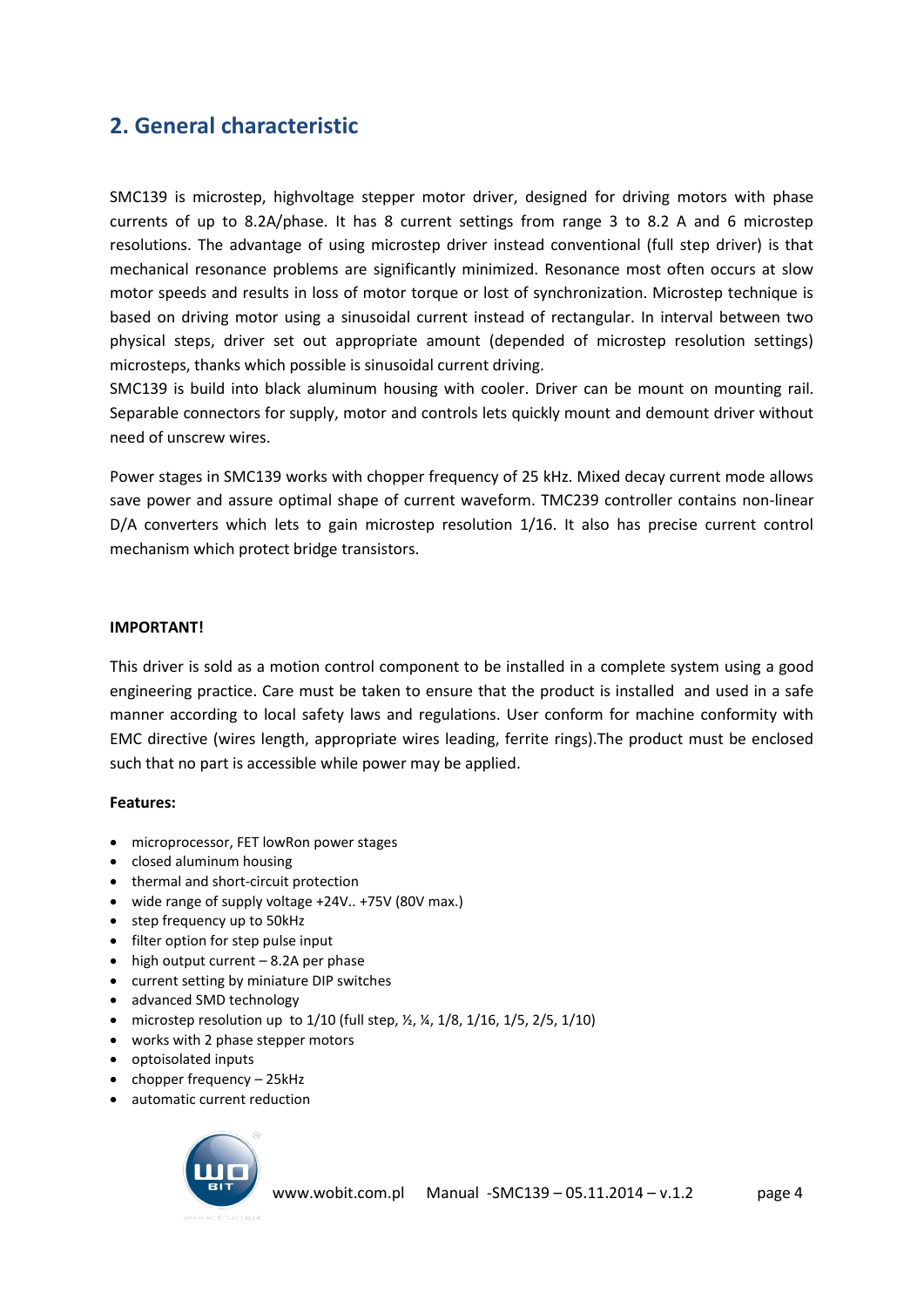## 2. General characteristic

SMC139 is microstep, highvoltage stepper motor driver, designed for driving motors with phase currents of up to 8.2A/phase. It has 8 current settings from range 3 to 8.2 A and 6 microstep resolutions. The advantage of using microstep driver instead conventional (full step driver) is that mechanical resonance problems are significantly minimized. Resonance most often occurs at slow motor speeds and results in loss of motor torque or lost of synchronization. Microstep technique is based on driving motor using a sinusoidal current instead of rectangular. In interval between two physical steps, driver set out appropriate amount (depended of microstep resolution settings) microsteps, thanks which possible is sinusoidal current driving.
SMC139 is build into black aluminum housing with cooler. Driver can be mount on mounting rail. Separable connectors for supply, motor and controls lets quickly mount and demount driver without need of unscrew wires.

Power stages in SMC139 works with chopper frequency of 25 kHz. Mixed decay current mode allows save power and assure optimal shape of current waveform. TMC239 controller contains non-linear D/A converters which lets to gain microstep resolution 1/16. It also has precise current control mechanism which protect bridge transistors.

**IMPORTANT!**

This driver is sold as a motion control component to be installed in a complete system using a good engineering practice. Care must be taken to ensure that the product is installed and used in a safe manner according to local safety laws and regulations. User conform for machine conformity with EMC directive (wires length, appropriate wires leading, ferrite rings).The product must be enclosed such that no part is accessible while power may be applied.

**Features:**

- microprocessor, FET lowRon power stages
- closed aluminum housing
- thermal and short-circuit protection
- wide range of supply voltage +24V.. +75V (80V max.)
- step frequency up to 50kHz
- filter option for step pulse input
- high output current – 8.2A per phase
- current setting by miniature DIP switches
- advanced SMD technology
- microstep resolution up to 1/10 (full step, ½, ¼, 1/8, 1/16, 1/5, 2/5, 1/10)
- works with 2 phase stepper motors
- optoisolated inputs
- chopper frequency – 25kHz
- automatic current reduction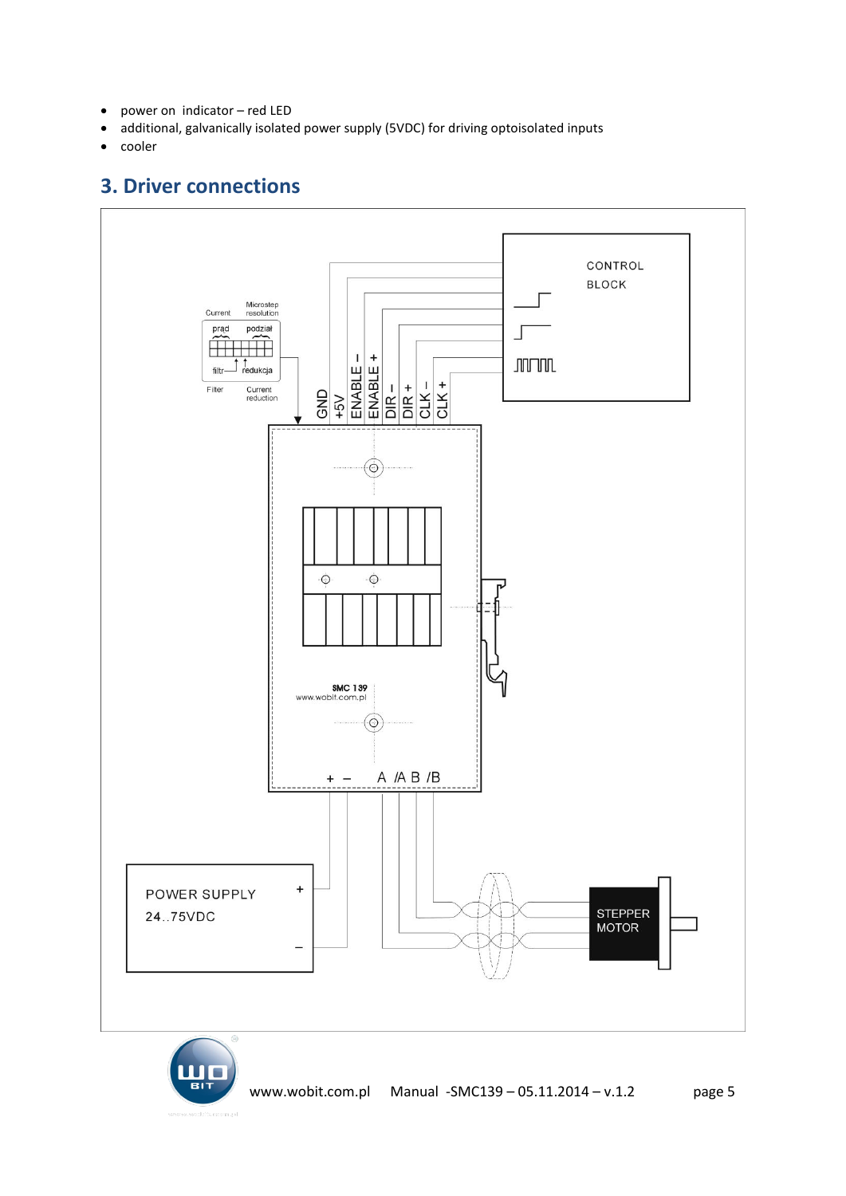- power on indicator – red LED
- additional, galvanically isolated power supply (5VDC) for driving optoisolated inputs
- cooler

## 3. Driver connections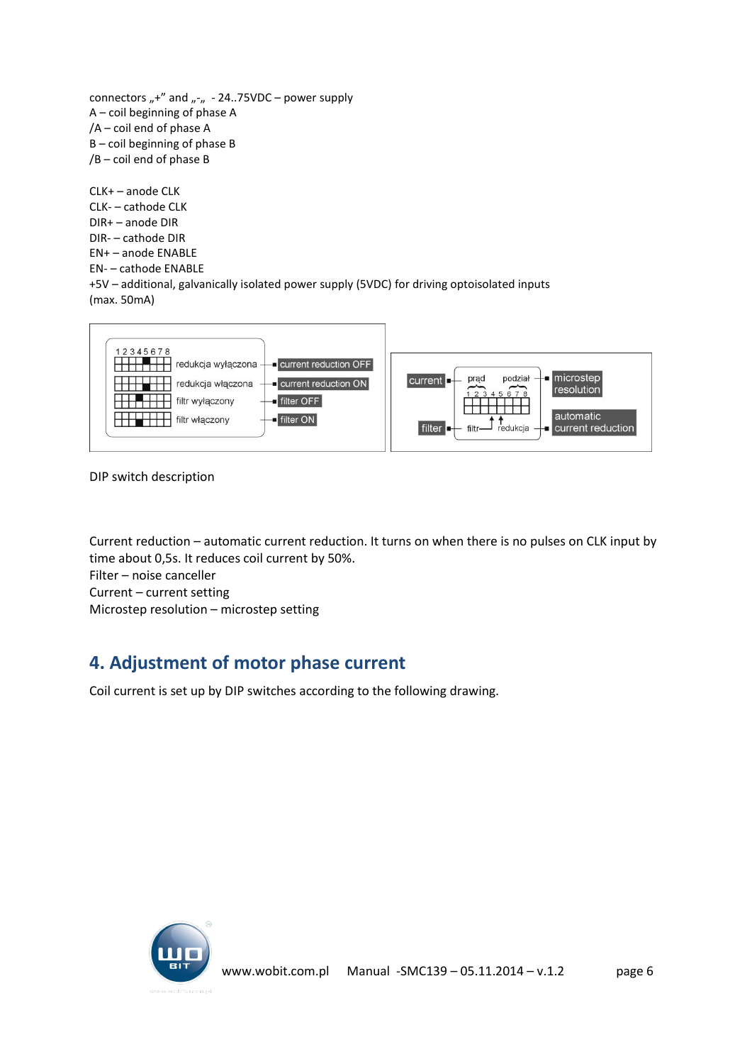connectors „+" and „-„ - 24..75VDC – power supply
A – coil beginning of phase A
/A – coil end of phase A
B – coil beginning of phase B
/B – coil end of phase B

CLK+ – anode CLK
CLK- – cathode CLK
DIR+ – anode DIR
DIR- – cathode DIR
EN+ – anode ENABLE
EN- – cathode ENABLE
+5V – additional, galvanically isolated power supply (5VDC) for driving optoisolated inputs (max. 50mA)

DIP switch description

Current reduction – automatic current reduction. It turns on when there is no pulses on CLK input by time about 0,5s. It reduces coil current by 50%.
Filter – noise canceller
Current – current setting
Microstep resolution – microstep setting

## 4. Adjustment of motor phase current

Coil current is set up by DIP switches according to the following drawing.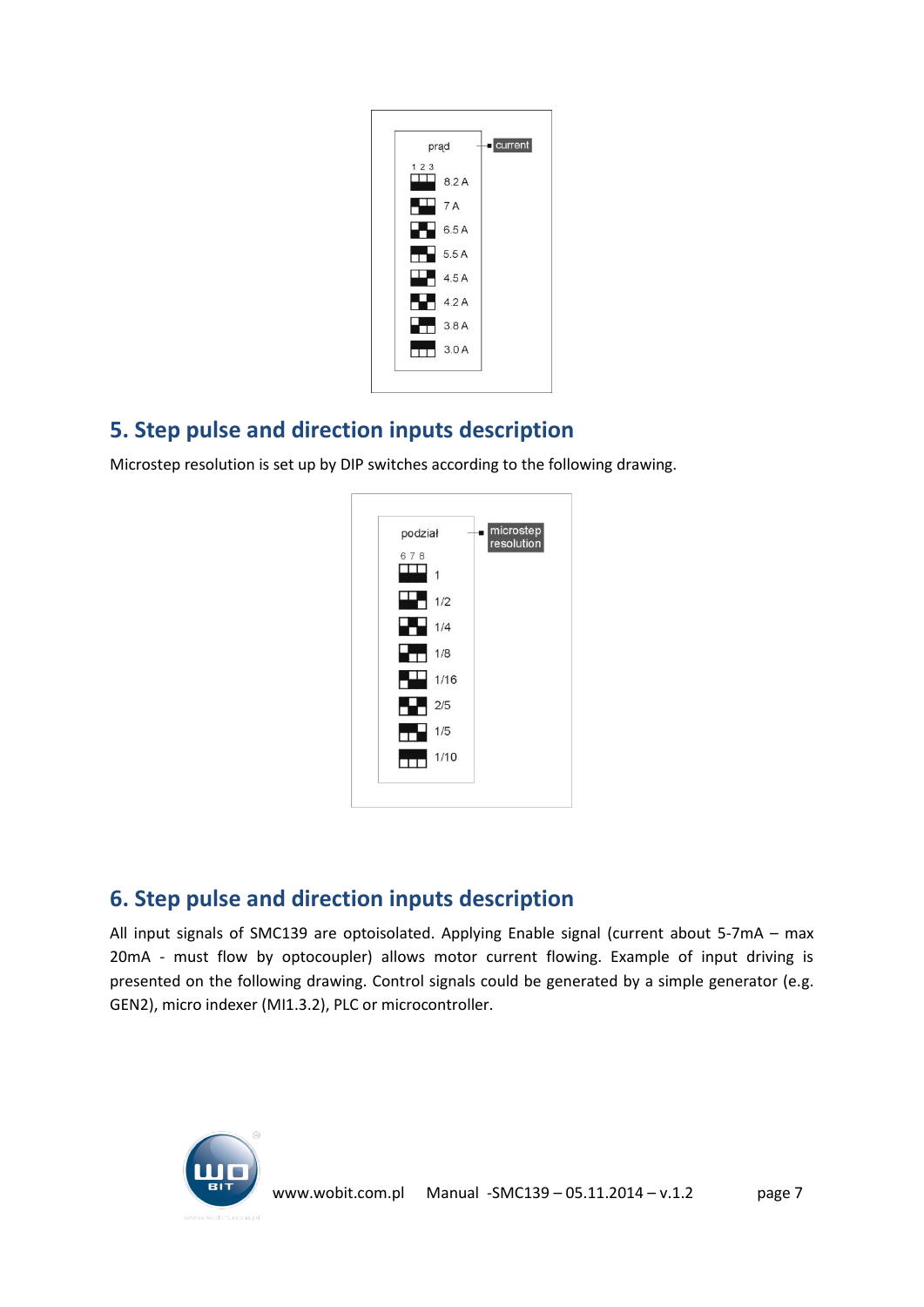| prąd | current |
|---|---|
| 1 2 3 | |
| | 8.2 A |
| | 7 A |
| | 6.5 A |
| | 5.5 A |
| | 4.5 A |
| | 4.2 A |
| | 3.8 A |
| | 3.0 A |

## 5. Step pulse and direction inputs description

Microstep resolution is set up by DIP switches according to the following drawing.

| podział | microstep resolution |
|---|---|
| 6 7 8 | |
| | 1 |
| | 1/2 |
| | 1/4 |
| | 1/8 |
| | 1/16 |
| | 2/5 |
| | 1/5 |
| | 1/10 |

## 6. Step pulse and direction inputs description

All input signals of SMC139 are optoisolated. Applying Enable signal (current about 5-7mA – max 20mA - must flow by optocoupler) allows motor current flowing. Example of input driving is presented on the following drawing. Control signals could be generated by a simple generator (e.g. GEN2), micro indexer (MI1.3.2), PLC or microcontroller.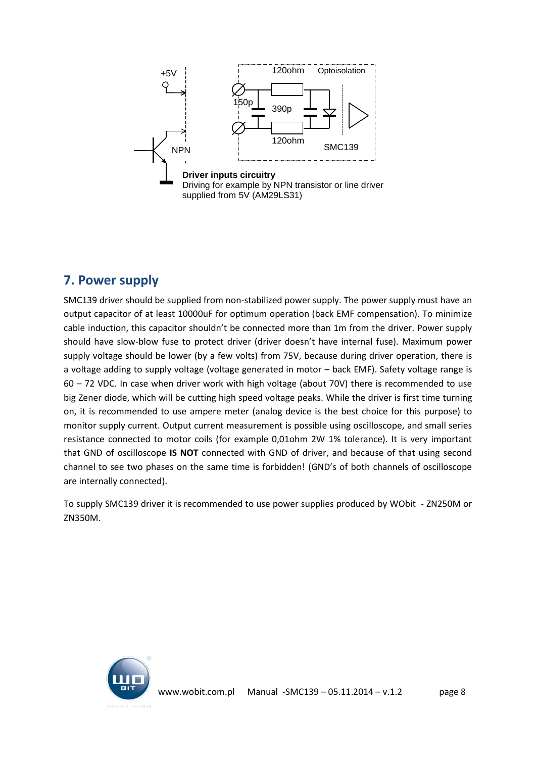**Driver inputs circuitry**
Driving for example by NPN transistor or line driver supplied from 5V (AM29LS31)

## 7. Power supply

SMC139 driver should be supplied from non-stabilized power supply. The power supply must have an output capacitor of at least 10000uF for optimum operation (back EMF compensation). To minimize cable induction, this capacitor shouldn't be connected more than 1m from the driver. Power supply should have slow-blow fuse to protect driver (driver doesn't have internal fuse). Maximum power supply voltage should be lower (by a few volts) from 75V, because during driver operation, there is a voltage adding to supply voltage (voltage generated in motor – back EMF). Safety voltage range is 60 – 72 VDC. In case when driver work with high voltage (about 70V) there is recommended to use big Zener diode, which will be cutting high speed voltage peaks. While the driver is first time turning on, it is recommended to use ampere meter (analog device is the best choice for this purpose) to monitor supply current. Output current measurement is possible using oscilloscope, and small series resistance connected to motor coils (for example 0,01ohm 2W 1% tolerance). It is very important that GND of oscilloscope **IS NOT** connected with GND of driver, and because of that using second channel to see two phases on the same time is forbidden! (GND's of both channels of oscilloscope are internally connected).

To supply SMC139 driver it is recommended to use power supplies produced by WObit - ZN250M or ZN350M.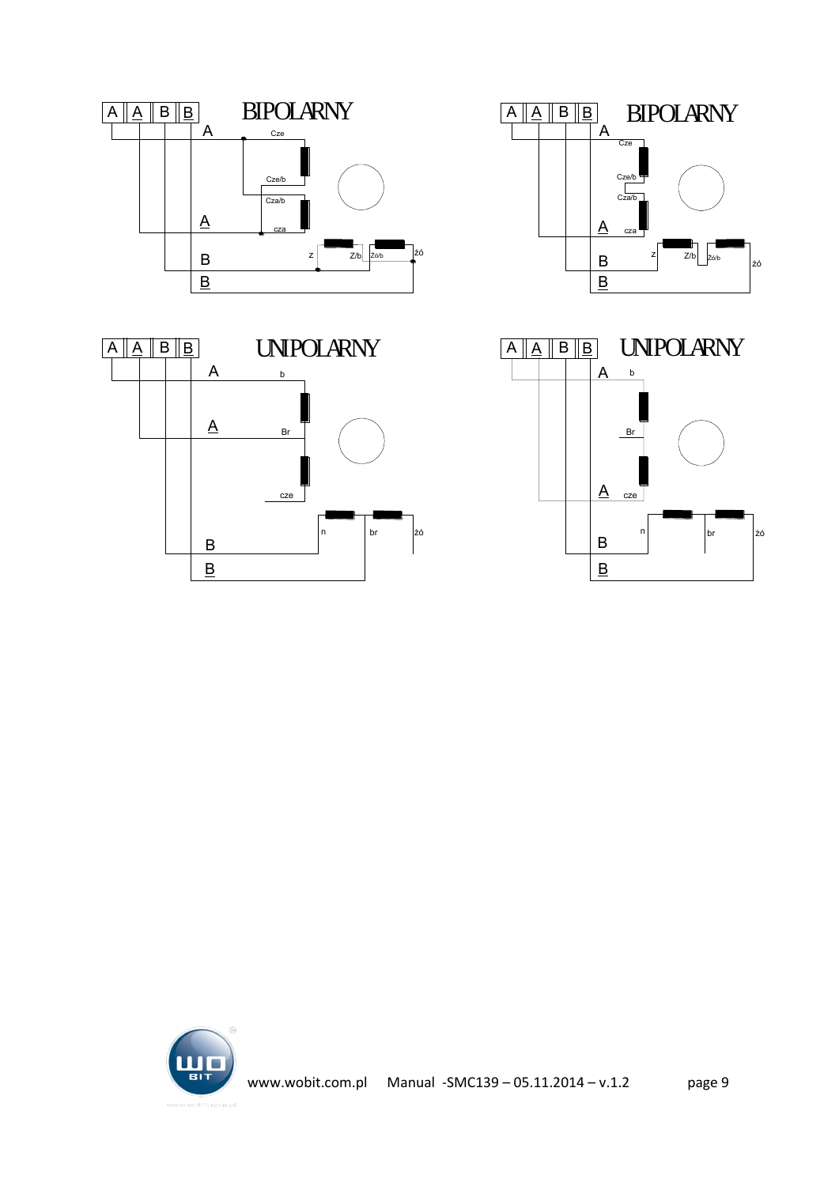## BIPOLARNY

## BIPOLARNY

## UNIPOLARNY

## UNIPOLARNY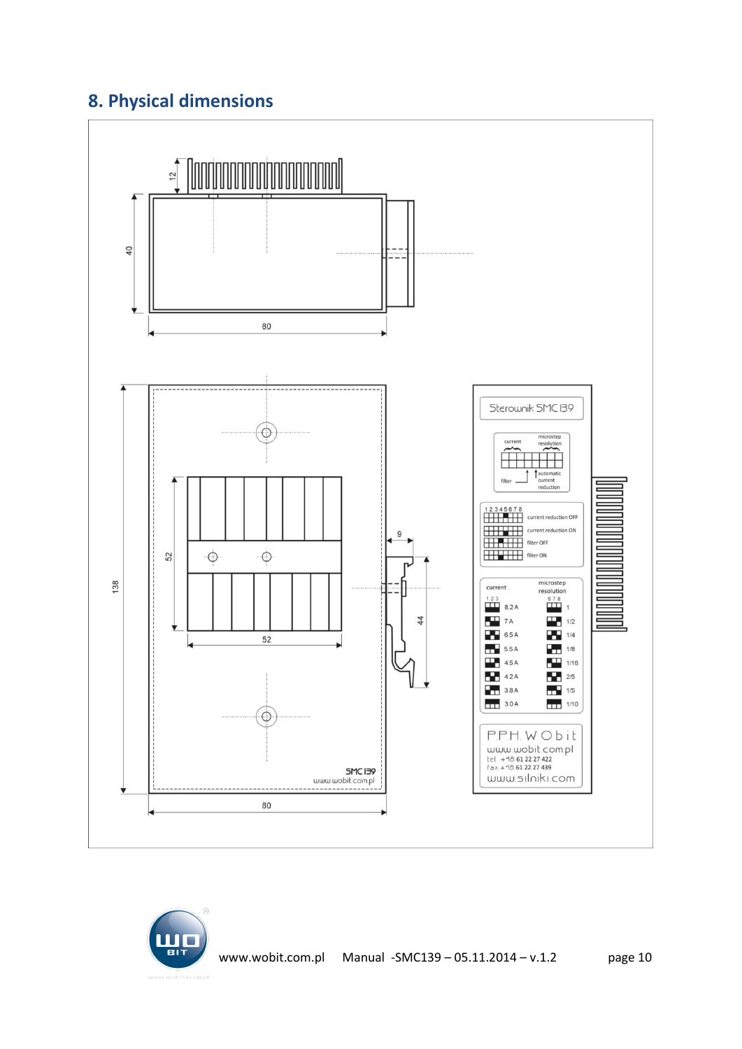## 8. Physical dimensions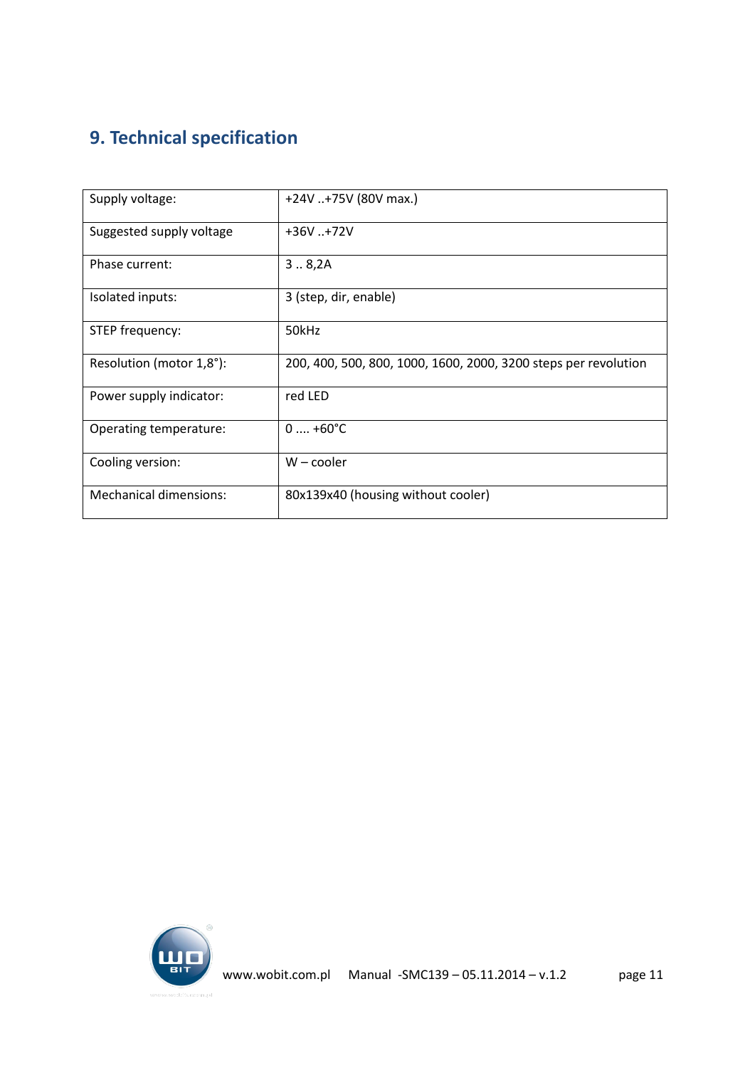## 9. Technical specification

| | |
|---|---|
| Supply voltage: | +24V ..+75V (80V max.) |
| Suggested supply voltage | +36V ..+72V |
| Phase current: | 3 .. 8,2A |
| Isolated inputs: | 3 (step, dir, enable) |
| STEP frequency: | 50kHz |
| Resolution (motor 1,8°): | 200, 400, 500, 800, 1000, 1600, 2000, 3200 steps per revolution |
| Power supply indicator: | red LED |
| Operating temperature: | 0 .... +60°C |
| Cooling version: | W – cooler |
| Mechanical dimensions: | 80x139x40 (housing without cooler) |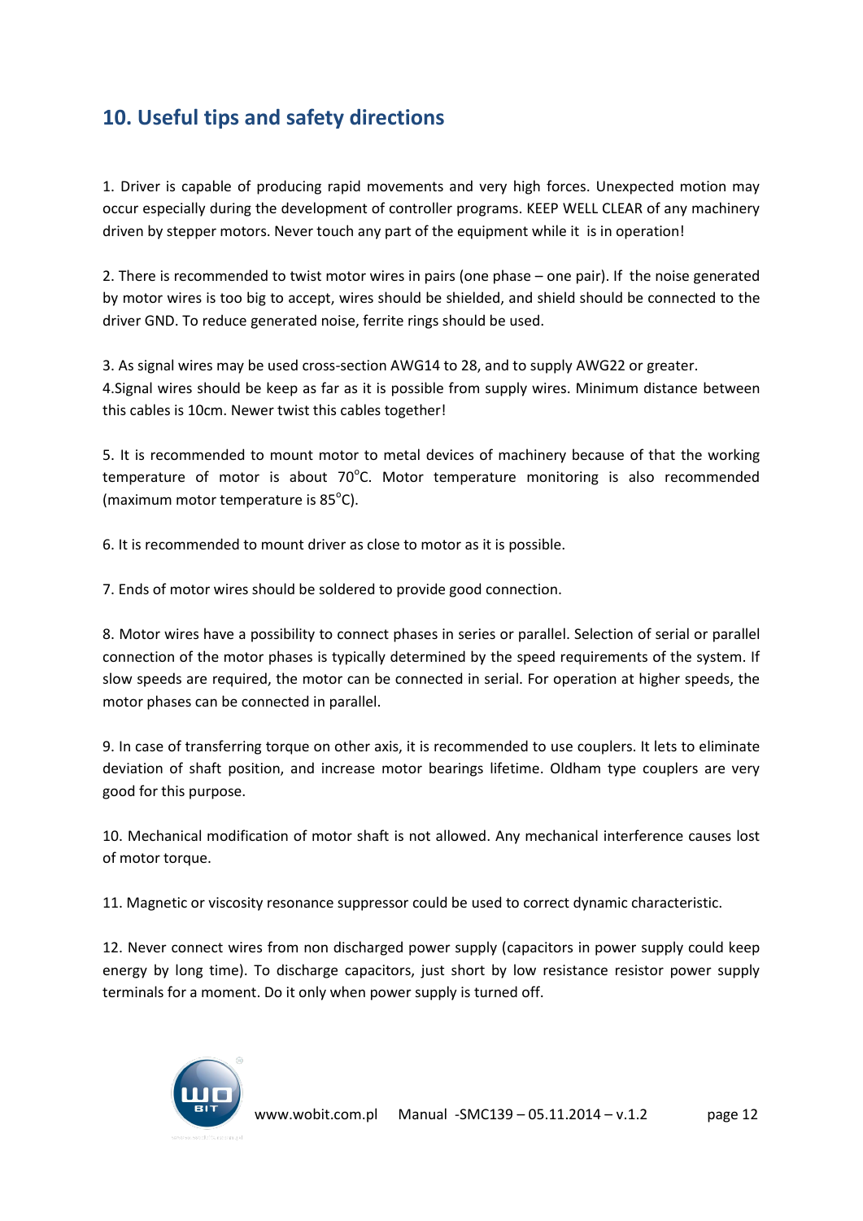## 10. Useful tips and safety directions

1. Driver is capable of producing rapid movements and very high forces. Unexpected motion may occur especially during the development of controller programs. KEEP WELL CLEAR of any machinery driven by stepper motors. Never touch any part of the equipment while it is in operation!

2. There is recommended to twist motor wires in pairs (one phase – one pair). If the noise generated by motor wires is too big to accept, wires should be shielded, and shield should be connected to the driver GND. To reduce generated noise, ferrite rings should be used.

3. As signal wires may be used cross-section AWG14 to 28, and to supply AWG22 or greater.
4.Signal wires should be keep as far as it is possible from supply wires. Minimum distance between this cables is 10cm. Newer twist this cables together!

5. It is recommended to mount motor to metal devices of machinery because of that the working temperature of motor is about 70°C. Motor temperature monitoring is also recommended (maximum motor temperature is 85°C).

6. It is recommended to mount driver as close to motor as it is possible.

7. Ends of motor wires should be soldered to provide good connection.

8. Motor wires have a possibility to connect phases in series or parallel. Selection of serial or parallel connection of the motor phases is typically determined by the speed requirements of the system. If slow speeds are required, the motor can be connected in serial. For operation at higher speeds, the motor phases can be connected in parallel.

9. In case of transferring torque on other axis, it is recommended to use couplers. It lets to eliminate deviation of shaft position, and increase motor bearings lifetime. Oldham type couplers are very good for this purpose.

10. Mechanical modification of motor shaft is not allowed. Any mechanical interference causes lost of motor torque.

11. Magnetic or viscosity resonance suppressor could be used to correct dynamic characteristic.

12. Never connect wires from non discharged power supply (capacitors in power supply could keep energy by long time). To discharge capacitors, just short by low resistance resistor power supply terminals for a moment. Do it only when power supply is turned off.